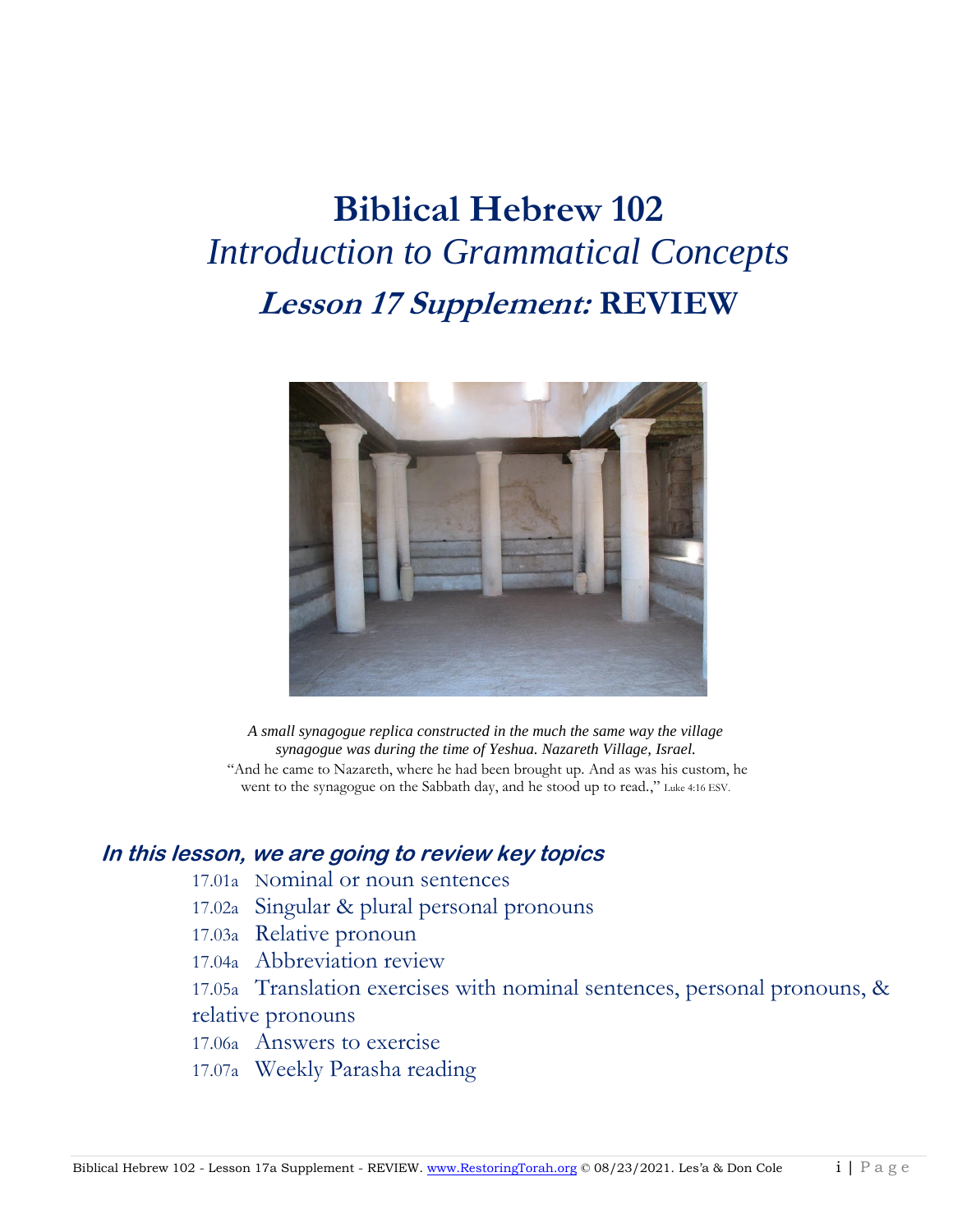# Biblical Hebrew 102

## *Introduction to Grammatical Concepts*

## ***Lesson 17 Supplement:*** **REVIEW**

*A small synagogue replica constructed in the much the same way the village synagogue was during the time of Yeshua. Nazareth Village, Israel.*

"And he came to Nazareth, where he had been brought up. And as was his custom, he went to the synagogue on the Sabbath day, and he stood up to read.," Luke 4:16 ESV.

### *In this lesson, we are going to review key topics*

17.01a Nominal or noun sentences

17.02a Singular & plural personal pronouns

17.03a Relative pronoun

17.04a Abbreviation review

17.05a Translation exercises with nominal sentences, personal pronouns, & relative pronouns

17.06a Answers to exercise

17.07a Weekly Parasha reading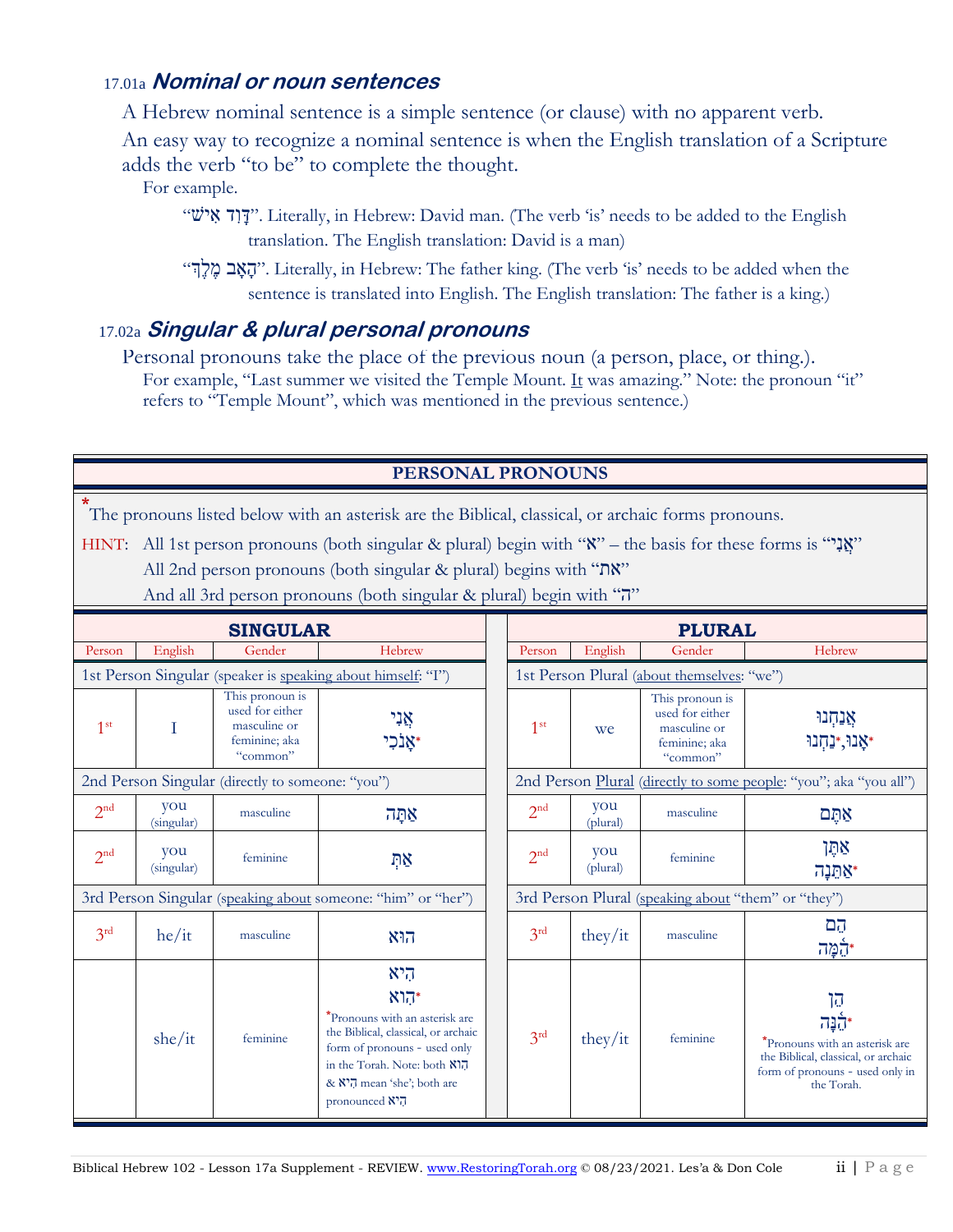## 17.01a ***Nominal or noun sentences***

A Hebrew nominal sentence is a simple sentence (or clause) with no apparent verb.

An easy way to recognize a nominal sentence is when the English translation of a Scripture adds the verb "to be" to complete the thought.

For example.

"דָּוִד אִישׁ". Literally, in Hebrew: David man. (The verb 'is' needs to be added to the English translation. The English translation: David is a man)

"הָאָב מֶלֶךְ". Literally, in Hebrew: The father king. (The verb 'is' needs to be added when the sentence is translated into English. The English translation: The father is a king.)

## 17.02a ***Singular & plural personal pronouns***

Personal pronouns take the place of the previous noun (a person, place, or thing.).

For example, "Last summer we visited the Temple Mount. It was amazing." Note: the pronoun "it" refers to "Temple Mount", which was mentioned in the previous sentence.)

**PERSONAL PRONOUNS**

*The pronouns listed below with an asterisk are the Biblical, classical, or archaic forms pronouns.

HINT: All 1st person pronouns (both singular & plural) begin with "א" – the basis for these forms is "אֲנִי"

All 2nd person pronouns (both singular & plural) begins with "את"

And all 3rd person pronouns (both singular & plural) begin with "ה"

| **SINGULAR** | | | | **PLURAL** | | | |
|---|---|---|---|---|---|---|---|
| Person | English | Gender | Hebrew | Person | English | Gender | Hebrew |
| 1st Person Singular (speaker is speaking about himself: "I") | | | | 1st Person Plural (about themselves: "we") | | | |
| 1st | I | This pronoun is used for either masculine or feminine; aka "common" | אֲנִי<br>אָנֹכִי* | 1st | we | This pronoun is used for either masculine or feminine; aka "common" | אֲנַחְנוּ<br>אָנוּ,*נַחְנוּ* |
| 2nd Person Singular (directly to someone: "you") | | | | 2nd Person Plural (directly to some people: "you"; aka "you all") | | | |
| 2nd | you (singular) | masculine | אַתָּה | 2nd | you (plural) | masculine | אַתֶּם |
| 2nd | you (singular) | feminine | אַתְּ | 2nd | you (plural) | feminine | אַתֶּן<br>אַתֵּנָה* |
| 3rd Person Singular (speaking about someone: "him" or "her") | | | | 3rd Person Plural (speaking about "them" or "they") | | | |
| 3rd | he/it | masculine | הוּא | 3rd | they/it | masculine | הֵם<br>הֵמָּה* |
| | she/it | feminine | הִיא<br>הִוא*<br>*Pronouns with an asterisk are the Biblical, classical, or archaic form of pronouns - used only in the Torah. Note: both הִוא & הִיא mean 'she'; both are pronounced הִיא | 3rd | they/it | feminine | הֵן<br>הֵנָּה*<br>*Pronouns with an asterisk are the Biblical, classical, or archaic form of pronouns - used only in the Torah. |

Biblical Hebrew 102 - Lesson 17a Supplement - REVIEW. www.RestoringTorah.org © 08/23/2021. Les'a & Don Cole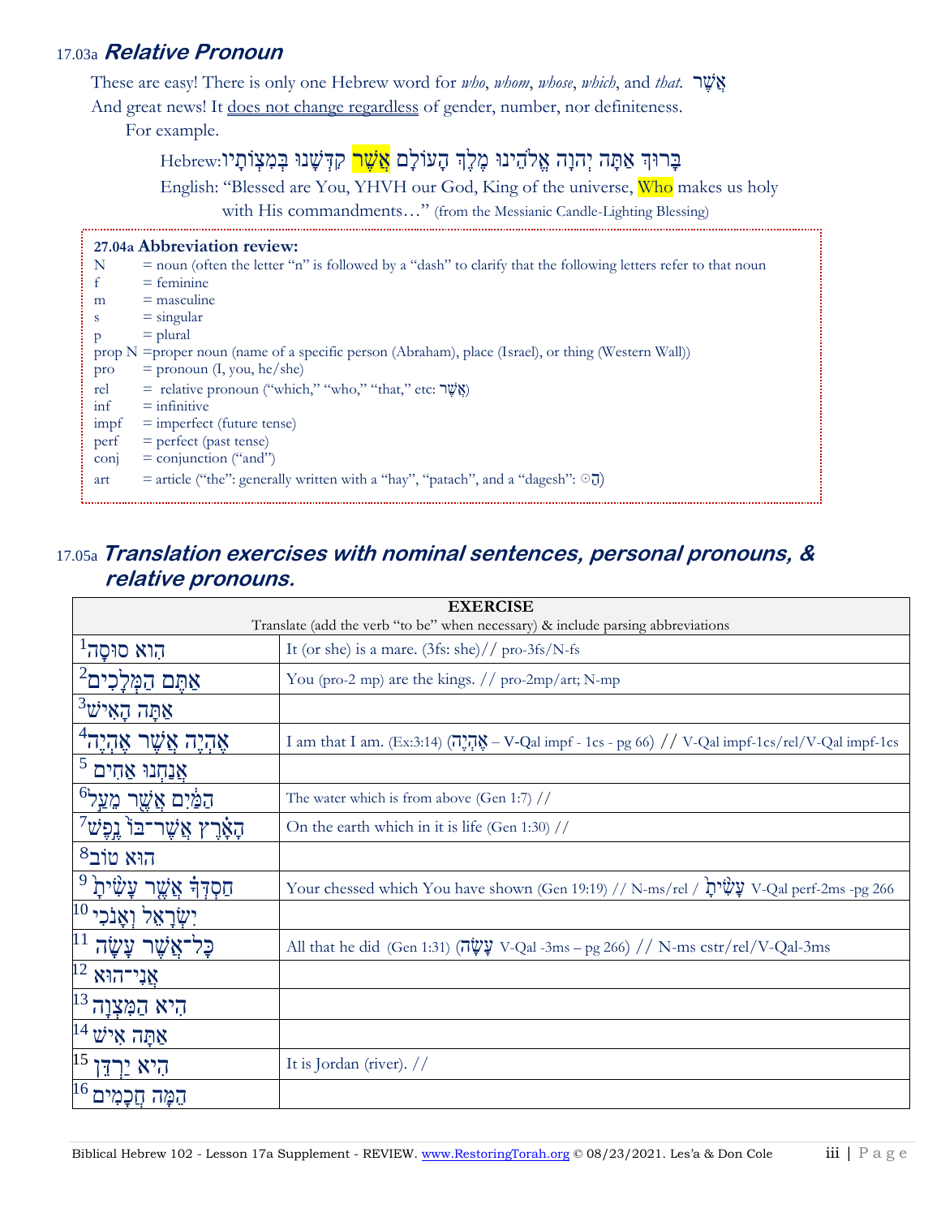## 17.03a ***Relative Pronoun***

These are easy! There is only one Hebrew word for *who*, *whom*, *whose*, *which*, and *that.* אֲשֶׁר

And great news! It does not change regardless of gender, number, nor definiteness.

For example.

Hebrew: בָּרוּךְ אַתָּה יְהוָה אֱלֹהֵינוּ מֶלֶךְ הָעוֹלָם אֲשֶׁר קִדְּשָׁנוּ בְּמִצְוֹתָיו

English: "Blessed are You, YHVH our God, King of the universe, Who makes us holy with His commandments…" (from the Messianic Candle-Lighting Blessing)

**27.04a Abbreviation review:**

| | |
|---|---|
| N | = noun (often the letter "n" is followed by a "dash" to clarify that the following letters refer to that noun |
| f | = feminine |
| m | = masculine |
| s | = singular |
| p | = plural |
| prop N | =proper noun (name of a specific person (Abraham), place (Israel), or thing (Western Wall)) |
| pro | = pronoun (I, you, he/she) |
| rel | = relative pronoun ("which," "who," "that," etc: אֲשֶׁר) |
| inf | = infinitive |
| impf | = imperfect (future tense) |
| perf | = perfect (past tense) |
| conj | = conjunction ("and") |
| art | = article ("the": generally written with a "hay", "patach", and a "dagesh": ◌הַ) |

## 17.05a ***Translation exercises with nominal sentences, personal pronouns, & relative pronouns.***

| **EXERCISE** Translate (add the verb "to be" when necessary) & include parsing abbreviations | |
|---|---|
| [1] הִוא סוּסָה | It (or she) is a mare. (3fs: she)// pro-3fs/N-fs |
| [2] אַתֶּם הַמְּלָכִים | You (pro-2 mp) are the kings. // pro-2mp/art; N-mp |
| [3] אַתָּה הָאִישׁ | |
| [4] אֶהְיֶה אֲשֶׁר אֶהְיֶה | I am that I am. (Ex:3:14) (אֶהְיֶה – V-Qal impf - 1cs - pg 66) // V-Qal impf-1cs/rel/V-Qal impf-1cs |
| [5] אֲנַחְנוּ אַחִים | |
| [6] הַמַּיִם אֲשֶׁר מֵעַל | The water which is from above (Gen 1:7) // |
| [7] הָאָרֶץ אֲשֶׁר־בּוֹ נֶפֶשׁ | On the earth which in it is life (Gen 1:30) // |
| [8] הוּא טוֹב | |
| [9] חַסְדְּךָ אֲשֶׁר עָשִׂיתָ | Your chessed which You have shown (Gen 19:19) // N-ms/rel / עָשִׂיתָ V-Qal perf-2ms -pg 266 |
| [10] יִשְׂרָאֵל וְאָנֹכִי | |
| [11] כָּל־אֲשֶׁר עָשָׂה | All that he did (Gen 1:31) (עָשָׂה V-Qal -3ms – pg 266) // N-ms cstr/rel/V-Qal-3ms |
| [12] אֲנִי־הוּא | |
| [13] הִיא הַמִּצְוָה | |
| [14] אַתָּה אִישׁ | |
| [15] הִיא יַרְדֵּן | It is Jordan (river). // |
| [16] הֵמָּה חֲכָמִים | |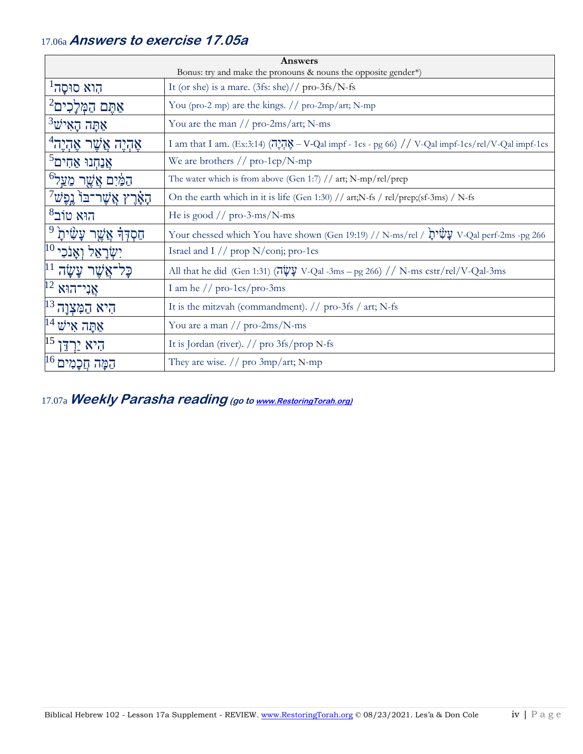## 17.06a ***Answers to exercise 17.05a***

| **Answers** Bonus: try and make the pronouns & nouns the opposite gender*) | |
|---|---|
| [1]הִוא סוּסָה | It (or she) is a mare. (3fs: she)// pro-3fs/N-fs |
| [2]אַתֶּם הַמְּלָכִים | You (pro-2 mp) are the kings. // pro-2mp/art; N-mp |
| [3]אַתָּה הָאִישׁ | You are the man // pro-2ms/art; N-ms |
| [4]אֶהְיֶה אֲשֶׁר אֶהְיֶה | I am that I am. (Ex:3:14) (אֶהְיֶה – V-Qal impf - 1cs - pg 66) // V-Qal impf-1cs/rel/V-Qal impf-1cs |
| [5]אֲנַחְנוּ אַחִים | We are brothers // pro-1cp/N-mp |
| [6]הַמַּיִם אֲשֶׁר מֵעַל | The water which is from above (Gen 1:7) // art; N-mp/rel/prep |
| [7]הָאָרֶץ אֲשֶׁר־בּוֹ נֶפֶשׁ | On the earth which in it is life (Gen 1:30) // art;N-fs / rel/prep;(sf-3ms) / N-fs |
| [8]הוּא טוֹב | He is good // pro-3-ms/N-ms |
| [9] חַסְדְּךָ אֲשֶׁר עָשִׂיתָ | Your chessed which You have shown (Gen 19:19) // N-ms/rel / עָשִׂיתָ V-Qal perf-2ms -pg 266 |
| [10] יִשְׂרָאֵל וְאָנֹכִי | Israel and I // prop N/conj; pro-1cs |
| [11] כָּל־אֲשֶׁר עָשָׂה | All that he did (Gen 1:31) (עָשָׂה V-Qal -3ms – pg 266) // N-ms cstr/rel/V-Qal-3ms |
| [12] אֲנִי־הוּא | I am he // pro-1cs/pro-3ms |
| [13] הִיא הַמִּצְוָה | It is the mitzvah (commandment). // pro-3fs / art; N-fs |
| [14] אַתָּה אִישׁ | You are a man // pro-2ms/N-ms |
| [15] הִיא יַרְדֵּן | It is Jordan (river). // pro 3fs/prop N-fs |
| [16] הֵמָּה חֲכָמִים | They are wise. // pro 3mp/art; N-mp |

## 17.07a ***Weekly Parasha reading*** *(go to www.RestoringTorah.org)*